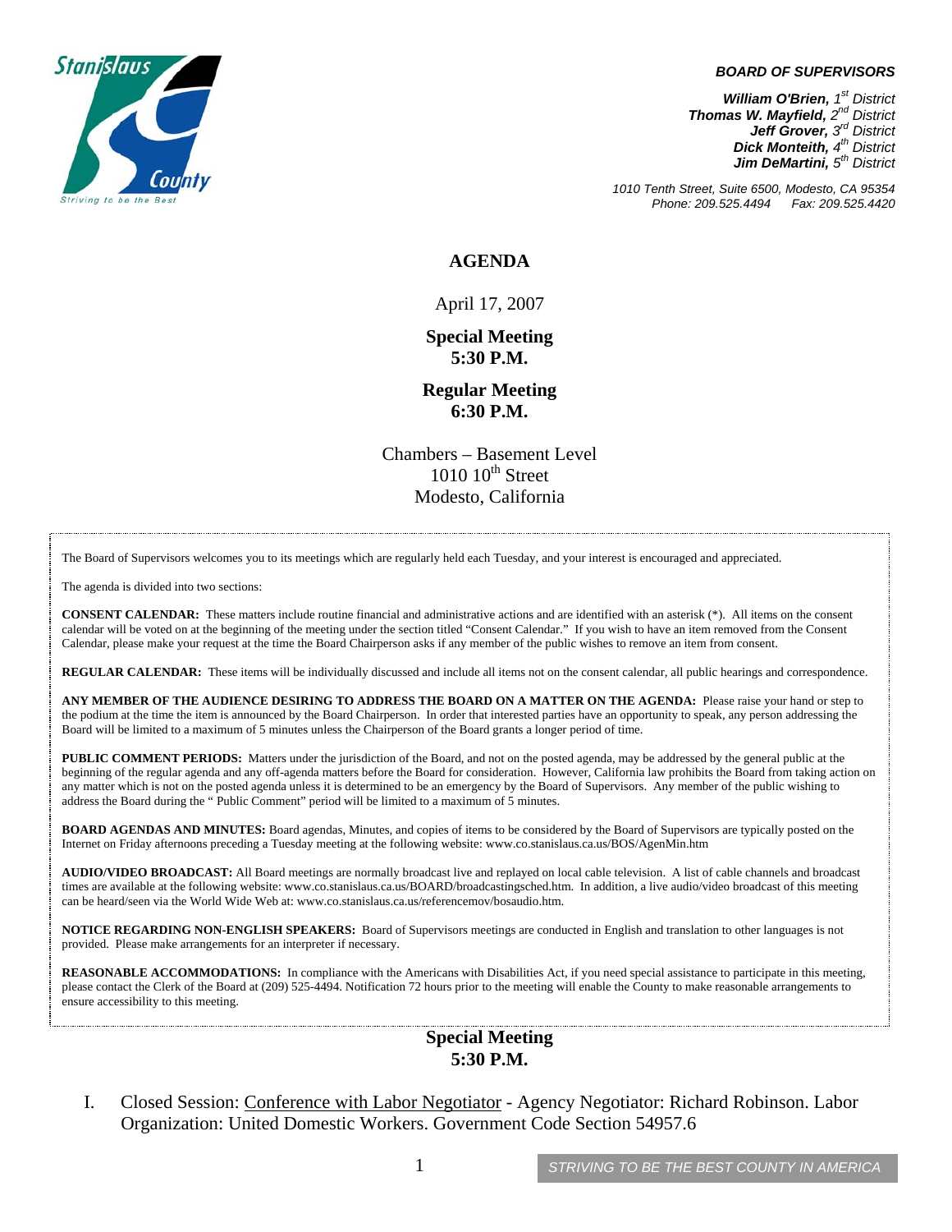**BOARD OF SUPERVISORS**

*William O'Brien, 1st District*
*Thomas W. Mayfield, 2nd District*
*Jeff Grover, 3rd District*
*Dick Monteith, 4th District*
*Jim DeMartini, 5th District*

*1010 Tenth Street, Suite 6500, Modesto, CA 95354*
*Phone: 209.525.4494 Fax: 209.525.4420*

# AGENDA

April 17, 2007

## Special Meeting 5:30 P.M.

## Regular Meeting 6:30 P.M.

Chambers – Basement Level
1010 10th Street
Modesto, California

The Board of Supervisors welcomes you to its meetings which are regularly held each Tuesday, and your interest is encouraged and appreciated.

The agenda is divided into two sections:

**CONSENT CALENDAR:** These matters include routine financial and administrative actions and are identified with an asterisk (*). All items on the consent calendar will be voted on at the beginning of the meeting under the section titled "Consent Calendar." If you wish to have an item removed from the Consent Calendar, please make your request at the time the Board Chairperson asks if any member of the public wishes to remove an item from consent.

**REGULAR CALENDAR:** These items will be individually discussed and include all items not on the consent calendar, all public hearings and correspondence.

**ANY MEMBER OF THE AUDIENCE DESIRING TO ADDRESS THE BOARD ON A MATTER ON THE AGENDA:** Please raise your hand or step to the podium at the time the item is announced by the Board Chairperson. In order that interested parties have an opportunity to speak, any person addressing the Board will be limited to a maximum of 5 minutes unless the Chairperson of the Board grants a longer period of time.

**PUBLIC COMMENT PERIODS:** Matters under the jurisdiction of the Board, and not on the posted agenda, may be addressed by the general public at the beginning of the regular agenda and any off-agenda matters before the Board for consideration. However, California law prohibits the Board from taking action on any matter which is not on the posted agenda unless it is determined to be an emergency by the Board of Supervisors. Any member of the public wishing to address the Board during the " Public Comment" period will be limited to a maximum of 5 minutes.

**BOARD AGENDAS AND MINUTES:** Board agendas, Minutes, and copies of items to be considered by the Board of Supervisors are typically posted on the Internet on Friday afternoons preceding a Tuesday meeting at the following website: www.co.stanislaus.ca.us/BOS/AgenMin.htm

**AUDIO/VIDEO BROADCAST:** All Board meetings are normally broadcast live and replayed on local cable television. A list of cable channels and broadcast times are available at the following website: www.co.stanislaus.ca.us/BOARD/broadcastingsched.htm. In addition, a live audio/video broadcast of this meeting can be heard/seen via the World Wide Web at: www.co.stanislaus.ca.us/referencemov/bosaudio.htm.

**NOTICE REGARDING NON-ENGLISH SPEAKERS:** Board of Supervisors meetings are conducted in English and translation to other languages is not provided. Please make arrangements for an interpreter if necessary.

**REASONABLE ACCOMMODATIONS:** In compliance with the Americans with Disabilities Act, if you need special assistance to participate in this meeting, please contact the Clerk of the Board at (209) 525-4494. Notification 72 hours prior to the meeting will enable the County to make reasonable arrangements to ensure accessibility to this meeting.

## Special Meeting 5:30 P.M.

I. Closed Session: Conference with Labor Negotiator - Agency Negotiator: Richard Robinson. Labor Organization: United Domestic Workers. Government Code Section 54957.6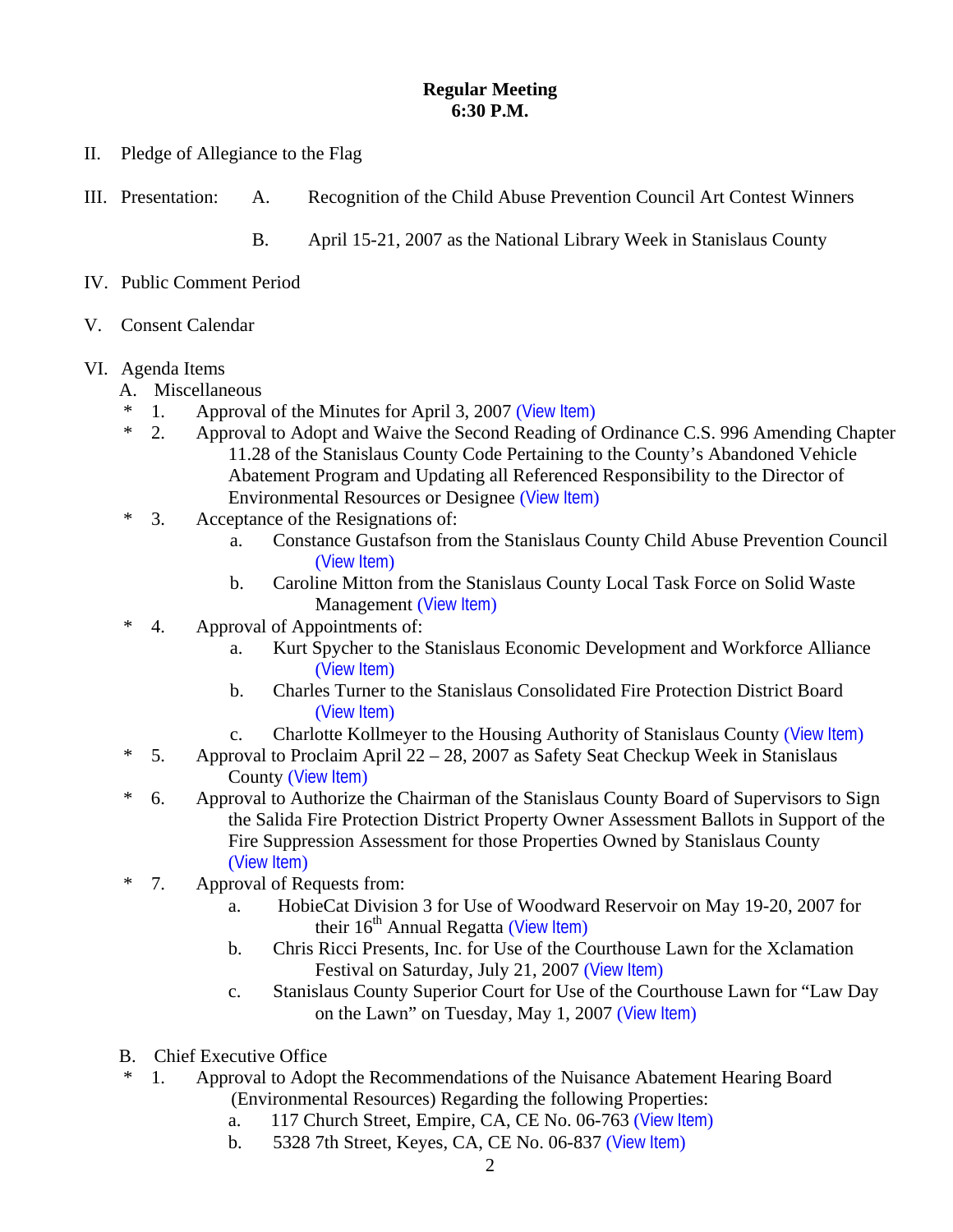**Regular Meeting**
**6:30 P.M.**

II. Pledge of Allegiance to the Flag

III. Presentation: A. Recognition of the Child Abuse Prevention Council Art Contest Winners

B. April 15-21, 2007 as the National Library Week in Stanislaus County

IV. Public Comment Period

V. Consent Calendar

VI. Agenda Items

A. Miscellaneous

\* 1. Approval of the Minutes for April 3, 2007 (View Item)

\* 2. Approval to Adopt and Waive the Second Reading of Ordinance C.S. 996 Amending Chapter 11.28 of the Stanislaus County Code Pertaining to the County's Abandoned Vehicle Abatement Program and Updating all Referenced Responsibility to the Director of Environmental Resources or Designee (View Item)

\* 3. Acceptance of the Resignations of:

a. Constance Gustafson from the Stanislaus County Child Abuse Prevention Council (View Item)

b. Caroline Mitton from the Stanislaus County Local Task Force on Solid Waste Management (View Item)

\* 4. Approval of Appointments of:

a. Kurt Spycher to the Stanislaus Economic Development and Workforce Alliance (View Item)

b. Charles Turner to the Stanislaus Consolidated Fire Protection District Board (View Item)

c. Charlotte Kollmeyer to the Housing Authority of Stanislaus County (View Item)

\* 5. Approval to Proclaim April 22 – 28, 2007 as Safety Seat Checkup Week in Stanislaus County (View Item)

\* 6. Approval to Authorize the Chairman of the Stanislaus County Board of Supervisors to Sign the Salida Fire Protection District Property Owner Assessment Ballots in Support of the Fire Suppression Assessment for those Properties Owned by Stanislaus County (View Item)

\* 7. Approval of Requests from:

a. HobieCat Division 3 for Use of Woodward Reservoir on May 19-20, 2007 for their 16th Annual Regatta (View Item)

b. Chris Ricci Presents, Inc. for Use of the Courthouse Lawn for the Xclamation Festival on Saturday, July 21, 2007 (View Item)

c. Stanislaus County Superior Court for Use of the Courthouse Lawn for "Law Day on the Lawn" on Tuesday, May 1, 2007 (View Item)

B. Chief Executive Office

\* 1. Approval to Adopt the Recommendations of the Nuisance Abatement Hearing Board (Environmental Resources) Regarding the following Properties:

a. 117 Church Street, Empire, CA, CE No. 06-763 (View Item)

b. 5328 7th Street, Keyes, CA, CE No. 06-837 (View Item)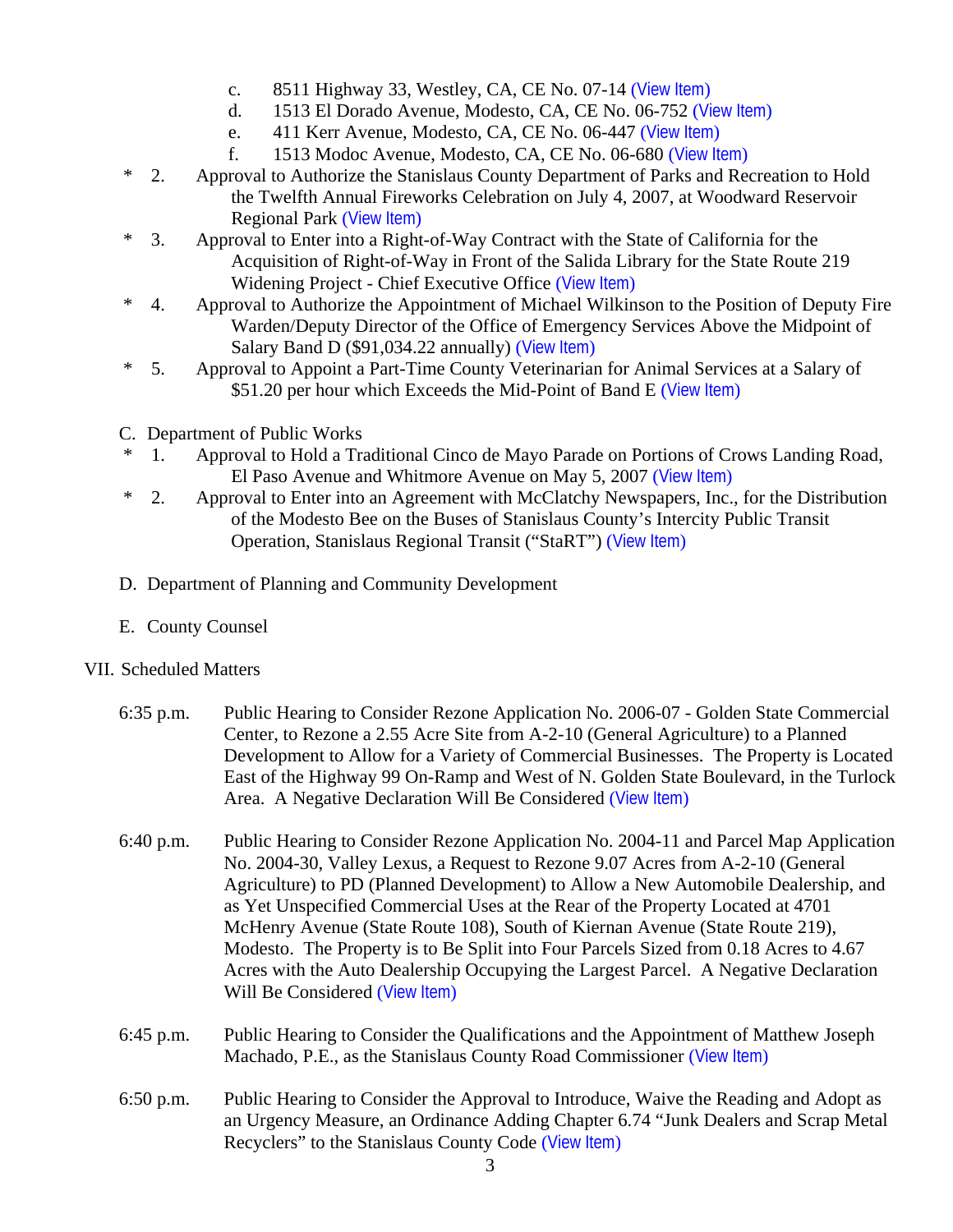c. 8511 Highway 33, Westley, CA, CE No. 07-14 (View Item)
d. 1513 El Dorado Avenue, Modesto, CA, CE No. 06-752 (View Item)
e. 411 Kerr Avenue, Modesto, CA, CE No. 06-447 (View Item)
f. 1513 Modoc Avenue, Modesto, CA, CE No. 06-680 (View Item)

\* 2. Approval to Authorize the Stanislaus County Department of Parks and Recreation to Hold the Twelfth Annual Fireworks Celebration on July 4, 2007, at Woodward Reservoir Regional Park (View Item)

\* 3. Approval to Enter into a Right-of-Way Contract with the State of California for the Acquisition of Right-of-Way in Front of the Salida Library for the State Route 219 Widening Project - Chief Executive Office (View Item)

\* 4. Approval to Authorize the Appointment of Michael Wilkinson to the Position of Deputy Fire Warden/Deputy Director of the Office of Emergency Services Above the Midpoint of Salary Band D ($91,034.22 annually) (View Item)

\* 5. Approval to Appoint a Part-Time County Veterinarian for Animal Services at a Salary of $51.20 per hour which Exceeds the Mid-Point of Band E (View Item)

C. Department of Public Works

\* 1. Approval to Hold a Traditional Cinco de Mayo Parade on Portions of Crows Landing Road, El Paso Avenue and Whitmore Avenue on May 5, 2007 (View Item)

\* 2. Approval to Enter into an Agreement with McClatchy Newspapers, Inc., for the Distribution of the Modesto Bee on the Buses of Stanislaus County's Intercity Public Transit Operation, Stanislaus Regional Transit ("StaRT") (View Item)

D. Department of Planning and Community Development

E. County Counsel

VII. Scheduled Matters

6:35 p.m. Public Hearing to Consider Rezone Application No. 2006-07 - Golden State Commercial Center, to Rezone a 2.55 Acre Site from A-2-10 (General Agriculture) to a Planned Development to Allow for a Variety of Commercial Businesses. The Property is Located East of the Highway 99 On-Ramp and West of N. Golden State Boulevard, in the Turlock Area. A Negative Declaration Will Be Considered (View Item)

6:40 p.m. Public Hearing to Consider Rezone Application No. 2004-11 and Parcel Map Application No. 2004-30, Valley Lexus, a Request to Rezone 9.07 Acres from A-2-10 (General Agriculture) to PD (Planned Development) to Allow a New Automobile Dealership, and as Yet Unspecified Commercial Uses at the Rear of the Property Located at 4701 McHenry Avenue (State Route 108), South of Kiernan Avenue (State Route 219), Modesto. The Property is to Be Split into Four Parcels Sized from 0.18 Acres to 4.67 Acres with the Auto Dealership Occupying the Largest Parcel. A Negative Declaration Will Be Considered (View Item)

6:45 p.m. Public Hearing to Consider the Qualifications and the Appointment of Matthew Joseph Machado, P.E., as the Stanislaus County Road Commissioner (View Item)

6:50 p.m. Public Hearing to Consider the Approval to Introduce, Waive the Reading and Adopt as an Urgency Measure, an Ordinance Adding Chapter 6.74 "Junk Dealers and Scrap Metal Recyclers" to the Stanislaus County Code (View Item)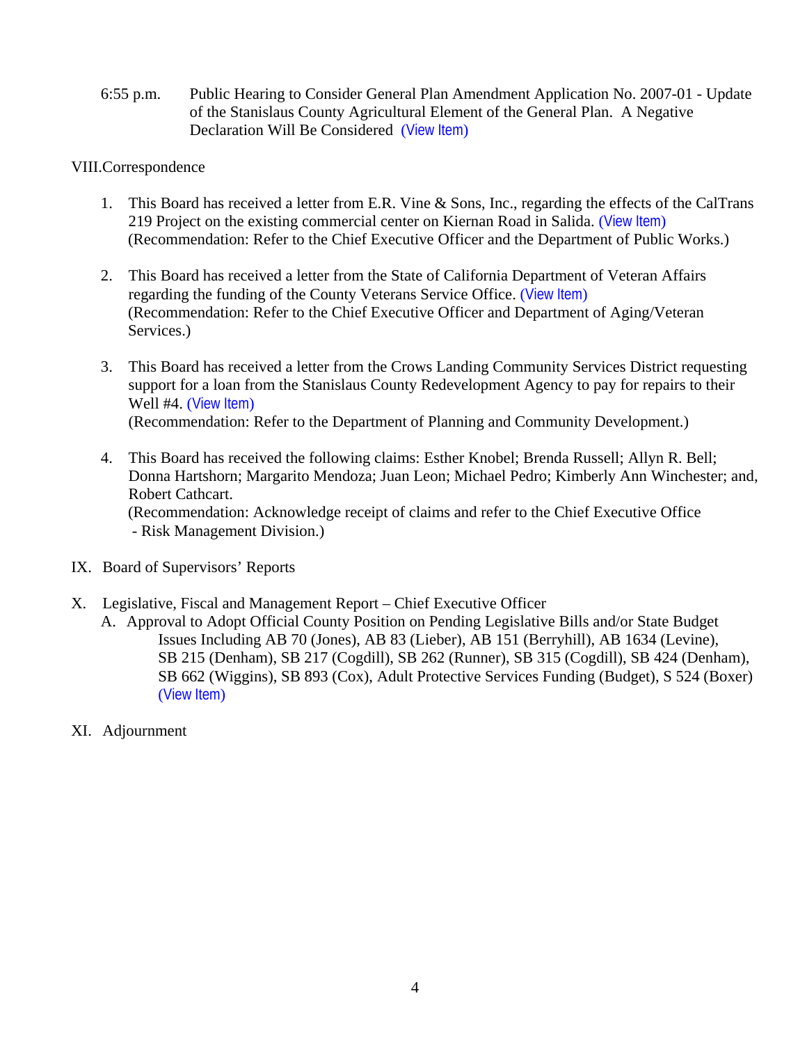6:55 p.m. Public Hearing to Consider General Plan Amendment Application No. 2007-01 - Update of the Stanislaus County Agricultural Element of the General Plan. A Negative Declaration Will Be Considered (View Item)

VIII.Correspondence

1. This Board has received a letter from E.R. Vine & Sons, Inc., regarding the effects of the CalTrans 219 Project on the existing commercial center on Kiernan Road in Salida. (View Item)
   (Recommendation: Refer to the Chief Executive Officer and the Department of Public Works.)

2. This Board has received a letter from the State of California Department of Veteran Affairs regarding the funding of the County Veterans Service Office. (View Item)
   (Recommendation: Refer to the Chief Executive Officer and Department of Aging/Veteran Services.)

3. This Board has received a letter from the Crows Landing Community Services District requesting support for a loan from the Stanislaus County Redevelopment Agency to pay for repairs to their Well #4. (View Item)
   (Recommendation: Refer to the Department of Planning and Community Development.)

4. This Board has received the following claims: Esther Knobel; Brenda Russell; Allyn R. Bell; Donna Hartshorn; Margarito Mendoza; Juan Leon; Michael Pedro; Kimberly Ann Winchester; and, Robert Cathcart.
   (Recommendation: Acknowledge receipt of claims and refer to the Chief Executive Office - Risk Management Division.)

IX. Board of Supervisors' Reports

X. Legislative, Fiscal and Management Report – Chief Executive Officer

A. Approval to Adopt Official County Position on Pending Legislative Bills and/or State Budget Issues Including AB 70 (Jones), AB 83 (Lieber), AB 151 (Berryhill), AB 1634 (Levine), SB 215 (Denham), SB 217 (Cogdill), SB 262 (Runner), SB 315 (Cogdill), SB 424 (Denham), SB 662 (Wiggins), SB 893 (Cox), Adult Protective Services Funding (Budget), S 524 (Boxer) (View Item)

XI. Adjournment